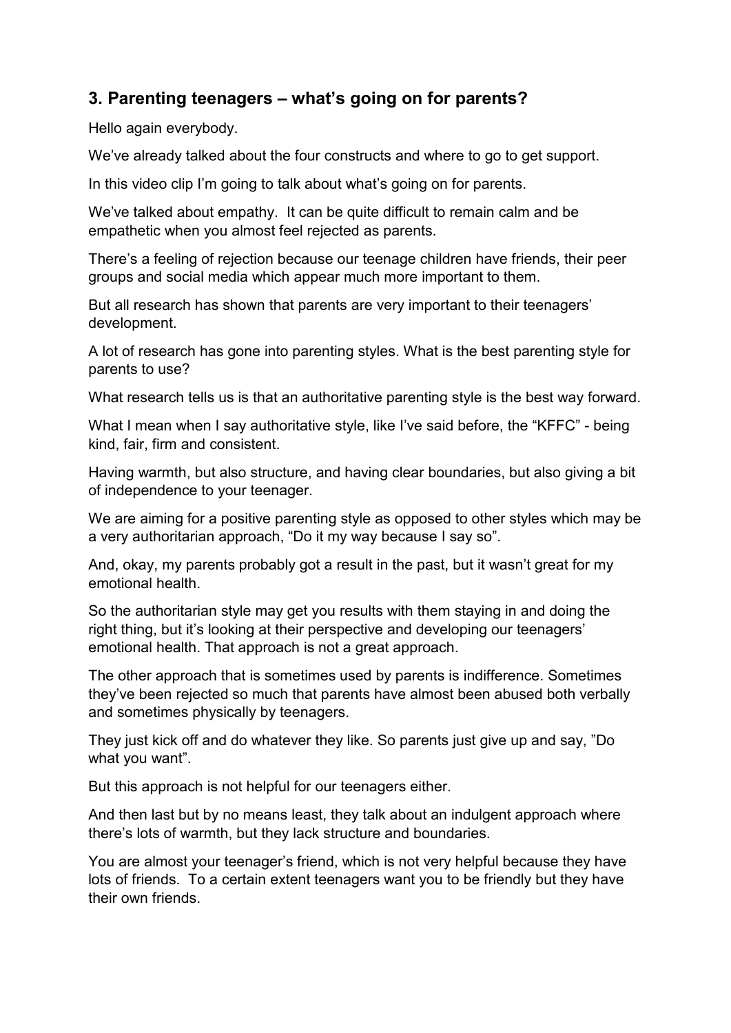## 3. Parenting teenagers – what's going on for parents?

Hello again everybody.

We've already talked about the four constructs and where to go to get support.

In this video clip I'm going to talk about what's going on for parents.

We've talked about empathy. It can be quite difficult to remain calm and be empathetic when you almost feel rejected as parents.

There's a feeling of rejection because our teenage children have friends, their peer groups and social media which appear much more important to them.

But all research has shown that parents are very important to their teenagers' development.

A lot of research has gone into parenting styles. What is the best parenting style for parents to use?

What research tells us is that an authoritative parenting style is the best way forward.

What I mean when I say authoritative style, like I've said before, the "KFFC" - being kind, fair, firm and consistent.

Having warmth, but also structure, and having clear boundaries, but also giving a bit of independence to your teenager.

We are aiming for a positive parenting style as opposed to other styles which may be a very authoritarian approach, "Do it my way because I say so".

And, okay, my parents probably got a result in the past, but it wasn't great for my emotional health.

So the authoritarian style may get you results with them staying in and doing the right thing, but it's looking at their perspective and developing our teenagers' emotional health. That approach is not a great approach.

The other approach that is sometimes used by parents is indifference. Sometimes they've been rejected so much that parents have almost been abused both verbally and sometimes physically by teenagers.

They just kick off and do whatever they like. So parents just give up and say, "Do what you want".

But this approach is not helpful for our teenagers either.

And then last but by no means least, they talk about an indulgent approach where there's lots of warmth, but they lack structure and boundaries.

You are almost your teenager's friend, which is not very helpful because they have lots of friends. To a certain extent teenagers want you to be friendly but they have their own friends.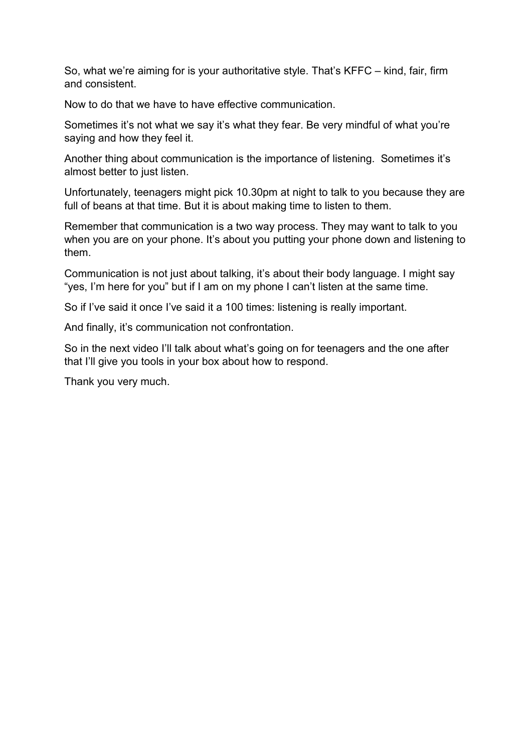So, what we're aiming for is your authoritative style. That's KFFC – kind, fair, firm and consistent.

Now to do that we have to have effective communication.

Sometimes it's not what we say it's what they fear. Be very mindful of what you're saying and how they feel it.

Another thing about communication is the importance of listening. Sometimes it's almost better to just listen.

Unfortunately, teenagers might pick 10.30pm at night to talk to you because they are full of beans at that time. But it is about making time to listen to them.

Remember that communication is a two way process. They may want to talk to you when you are on your phone. It's about you putting your phone down and listening to them.

Communication is not just about talking, it's about their body language. I might say "yes, I'm here for you" but if I am on my phone I can't listen at the same time.

So if I've said it once I've said it a 100 times: listening is really important.

And finally, it's communication not confrontation.

So in the next video I'll talk about what's going on for teenagers and the one after that I'll give you tools in your box about how to respond.

Thank you very much.